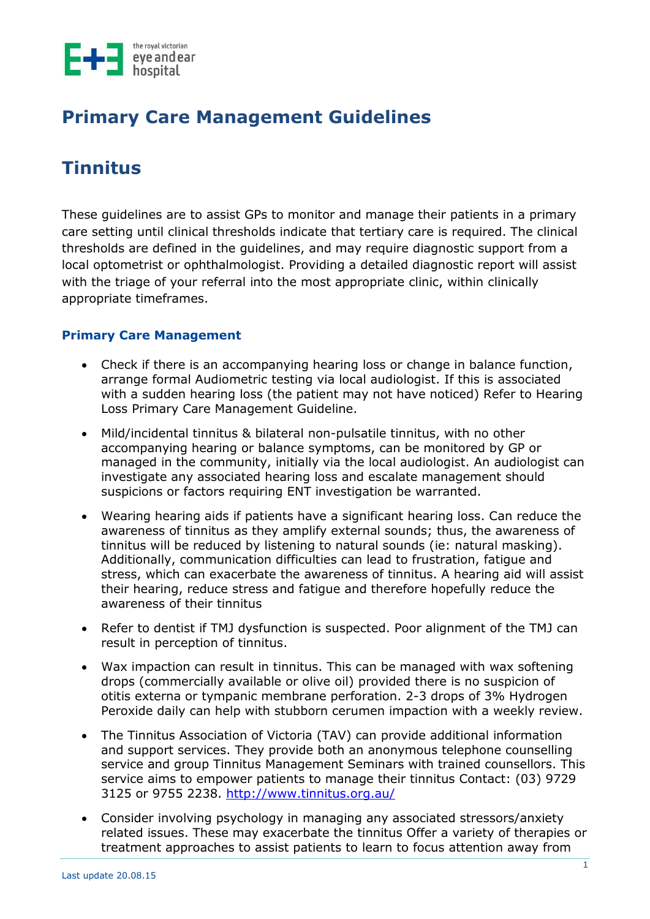# Primary Care Management Guidelines

## Tinnitus

These guidelines are to assist GPs to monitor and manage their patients in a primary care setting until clinical thresholds indicate that tertiary care is required. The clinical thresholds are defined in the guidelines, and may require diagnostic support from a local optometrist or ophthalmologist. Providing a detailed diagnostic report will assist with the triage of your referral into the most appropriate clinic, within clinically appropriate timeframes.

### Primary Care Management

- Check if there is an accompanying hearing loss or change in balance function, arrange formal Audiometric testing via local audiologist. If this is associated with a sudden hearing loss (the patient may not have noticed) Refer to Hearing Loss Primary Care Management Guideline.
- Mild/incidental tinnitus & bilateral non-pulsatile tinnitus, with no other accompanying hearing or balance symptoms, can be monitored by GP or managed in the community, initially via the local audiologist. An audiologist can investigate any associated hearing loss and escalate management should suspicions or factors requiring ENT investigation be warranted.
- Wearing hearing aids if patients have a significant hearing loss. Can reduce the awareness of tinnitus as they amplify external sounds; thus, the awareness of tinnitus will be reduced by listening to natural sounds (ie: natural masking). Additionally, communication difficulties can lead to frustration, fatigue and stress, which can exacerbate the awareness of tinnitus. A hearing aid will assist their hearing, reduce stress and fatigue and therefore hopefully reduce the awareness of their tinnitus
- Refer to dentist if TMJ dysfunction is suspected. Poor alignment of the TMJ can result in perception of tinnitus.
- Wax impaction can result in tinnitus. This can be managed with wax softening drops (commercially available or olive oil) provided there is no suspicion of otitis externa or tympanic membrane perforation. 2-3 drops of 3% Hydrogen Peroxide daily can help with stubborn cerumen impaction with a weekly review.
- The Tinnitus Association of Victoria (TAV) can provide additional information and support services. They provide both an anonymous telephone counselling service and group Tinnitus Management Seminars with trained counsellors. This service aims to empower patients to manage their tinnitus Contact: (03) 9729 3125 or 9755 2238. http://www.tinnitus.org.au/
- Consider involving psychology in managing any associated stressors/anxiety related issues. These may exacerbate the tinnitus Offer a variety of therapies or treatment approaches to assist patients to learn to focus attention away from

Last update 20.08.15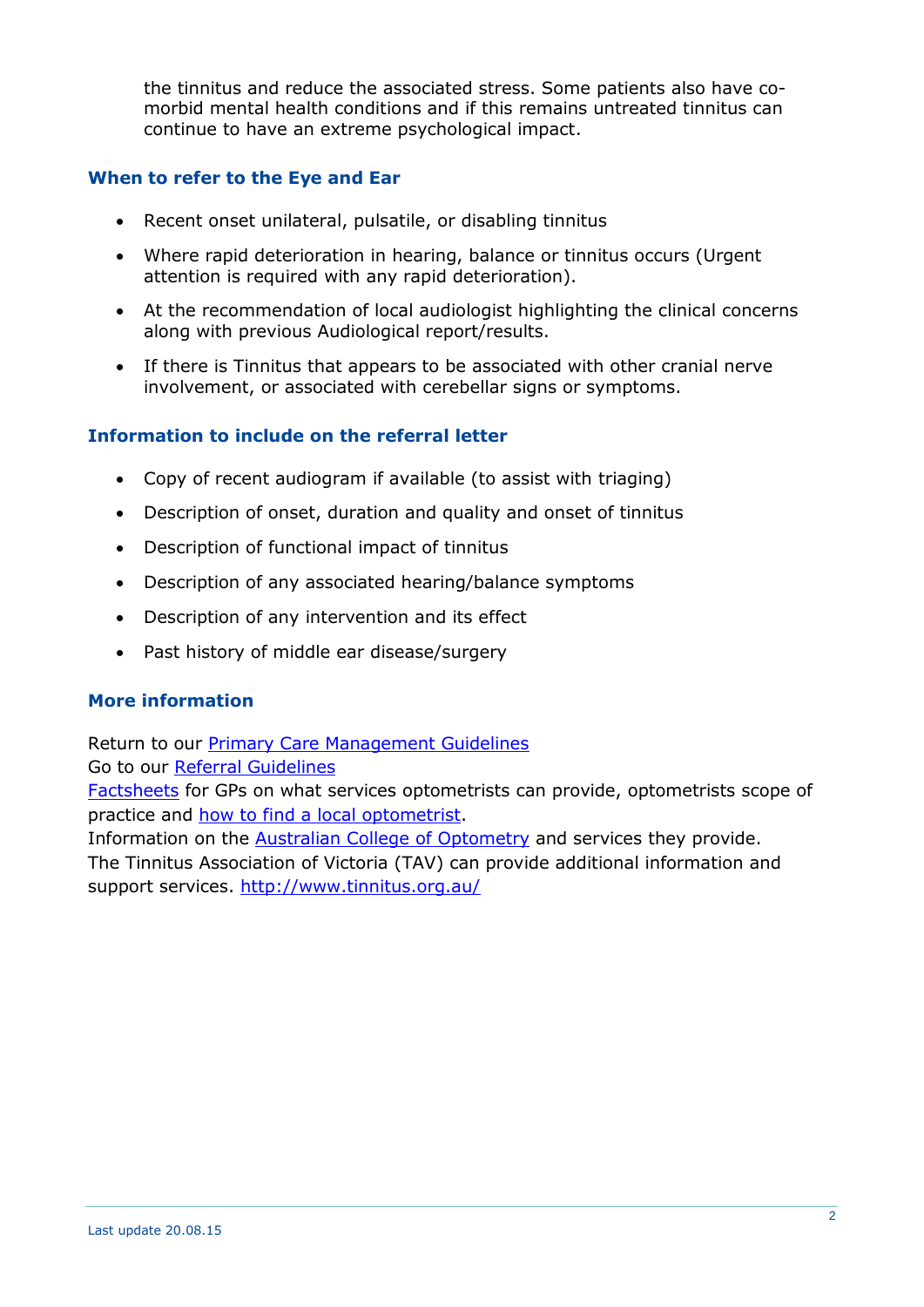the tinnitus and reduce the associated stress. Some patients also have co-morbid mental health conditions and if this remains untreated tinnitus can continue to have an extreme psychological impact.

## When to refer to the Eye and Ear

- Recent onset unilateral, pulsatile, or disabling tinnitus
- Where rapid deterioration in hearing, balance or tinnitus occurs (Urgent attention is required with any rapid deterioration).
- At the recommendation of local audiologist highlighting the clinical concerns along with previous Audiological report/results.
- If there is Tinnitus that appears to be associated with other cranial nerve involvement, or associated with cerebellar signs or symptoms.

## Information to include on the referral letter

- Copy of recent audiogram if available (to assist with triaging)
- Description of onset, duration and quality and onset of tinnitus
- Description of functional impact of tinnitus
- Description of any associated hearing/balance symptoms
- Description of any intervention and its effect
- Past history of middle ear disease/surgery

## More information

Return to our Primary Care Management Guidelines
Go to our Referral Guidelines
Factsheets for GPs on what services optometrists can provide, optometrists scope of practice and how to find a local optometrist.
Information on the Australian College of Optometry and services they provide.
The Tinnitus Association of Victoria (TAV) can provide additional information and support services. http://www.tinnitus.org.au/

Last update 20.08.15